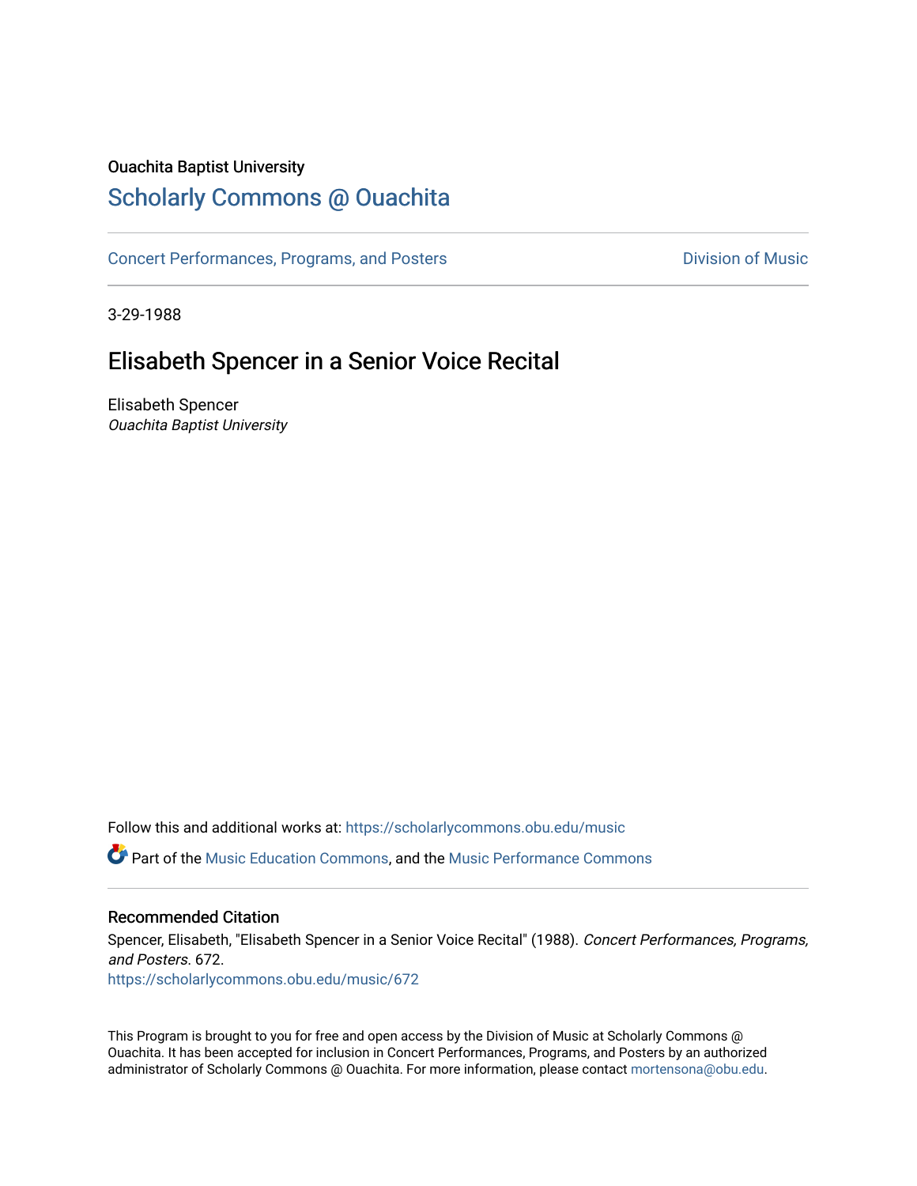Ouachita Baptist University

# Scholarly Commons @ Ouachita

Concert Performances, Programs, and Posters | Division of Music

3-29-1988

## Elisabeth Spencer in a Senior Voice Recital

Elisabeth Spencer
*Ouachita Baptist University*

Follow this and additional works at: https://scholarlycommons.obu.edu/music

Part of the Music Education Commons, and the Music Performance Commons

### Recommended Citation

Spencer, Elisabeth, "Elisabeth Spencer in a Senior Voice Recital" (1988). *Concert Performances, Programs, and Posters*. 672.
https://scholarlycommons.obu.edu/music/672

This Program is brought to you for free and open access by the Division of Music at Scholarly Commons @ Ouachita. It has been accepted for inclusion in Concert Performances, Programs, and Posters by an authorized administrator of Scholarly Commons @ Ouachita. For more information, please contact mortensona@obu.edu.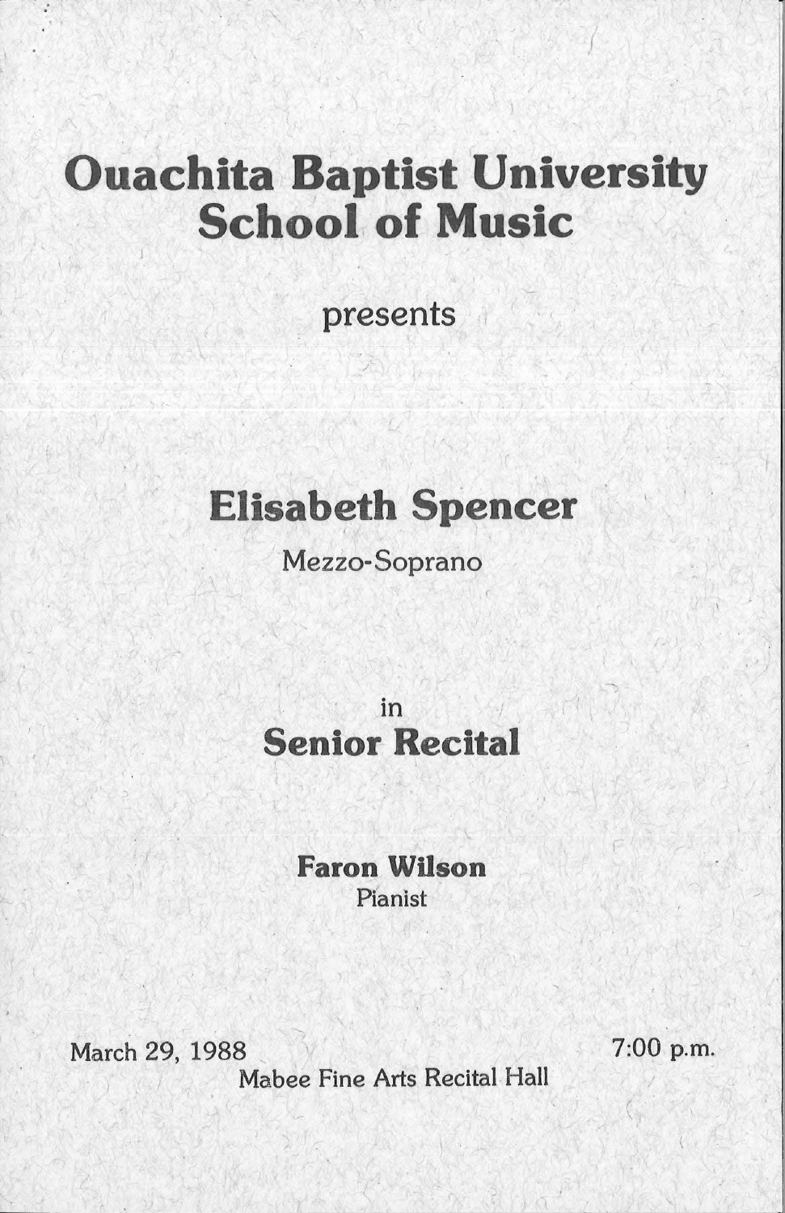# Ouachita Baptist University School of Music

presents

## Elisabeth Spencer

Mezzo-Soprano

in

## Senior Recital

**Faron Wilson**
Pianist

March 29, 1988 — 7:00 p.m.

Mabee Fine Arts Recital Hall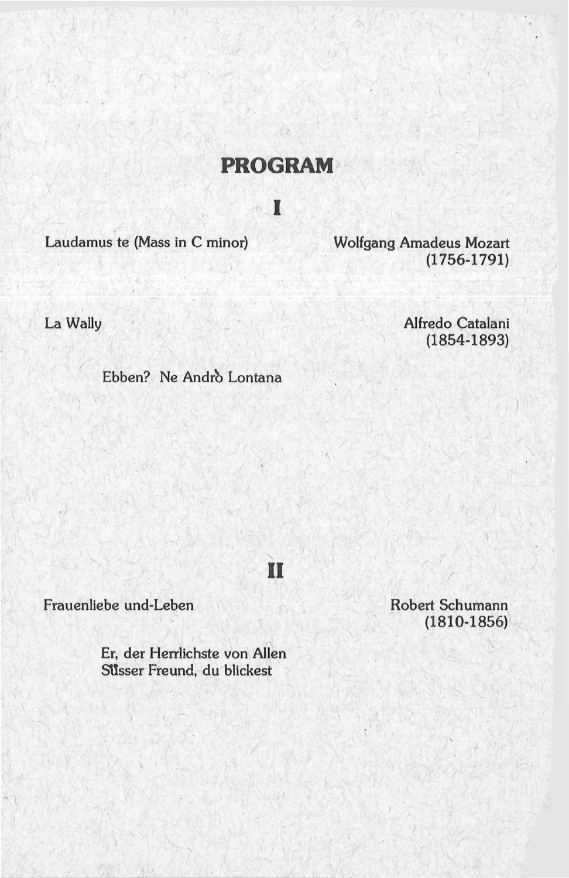# PROGRAM

## I

Laudamus te (Mass in C minor) — Wolfgang Amadeus Mozart (1756-1791)

La Wally — Alfredo Catalani (1854-1893)

Ebben? Ne Andrò Lontana

## II

Frauenliebe und-Leben — Robert Schumann (1810-1856)

Er, der Herrlichste von Allen
Süsser Freund, du blickest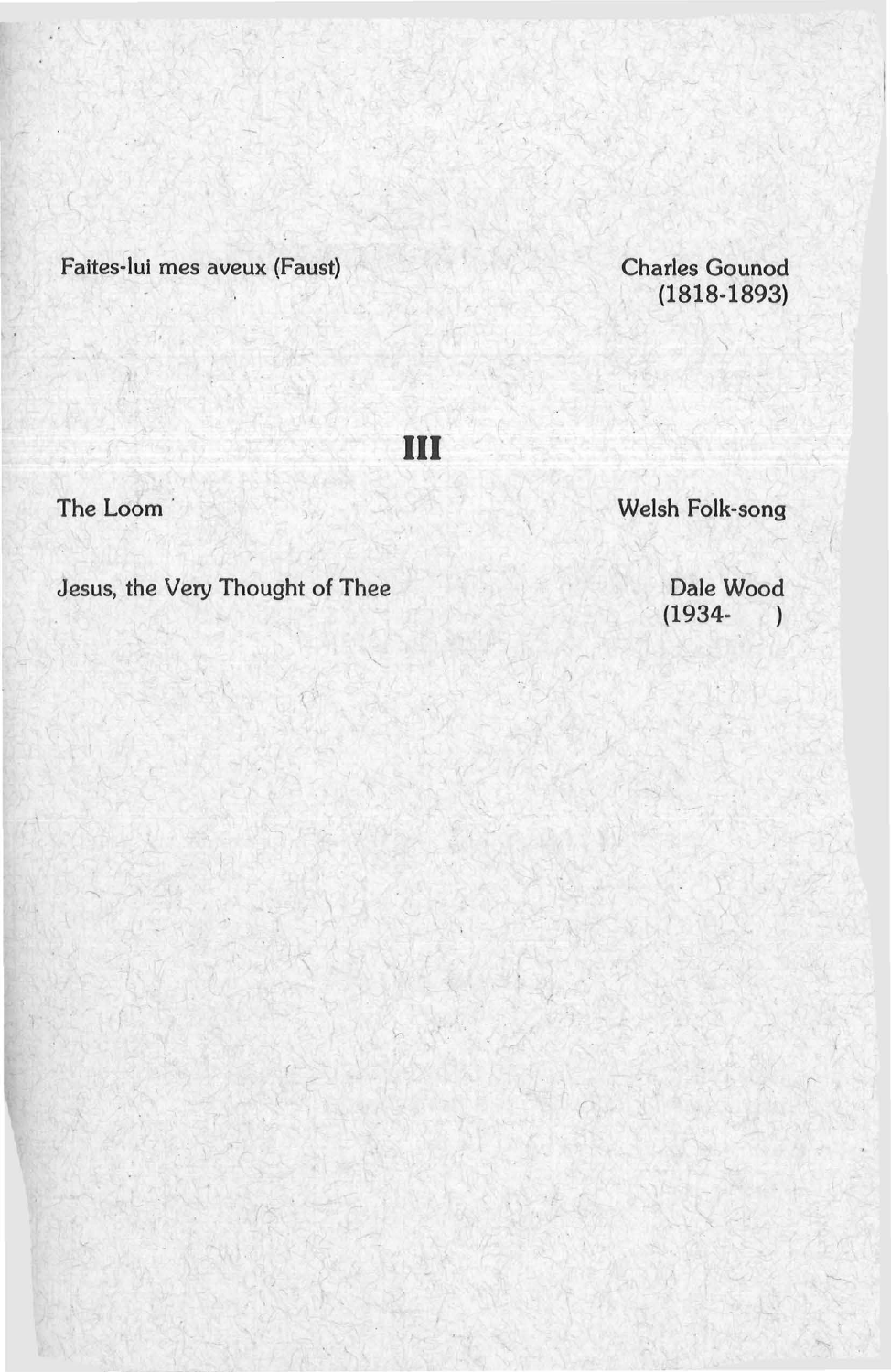Faites-lui mes aveux (Faust) — Charles Gounod (1818-1893)

## III

The Loom — Welsh Folk-song

Jesus, the Very Thought of Thee — Dale Wood (1934- )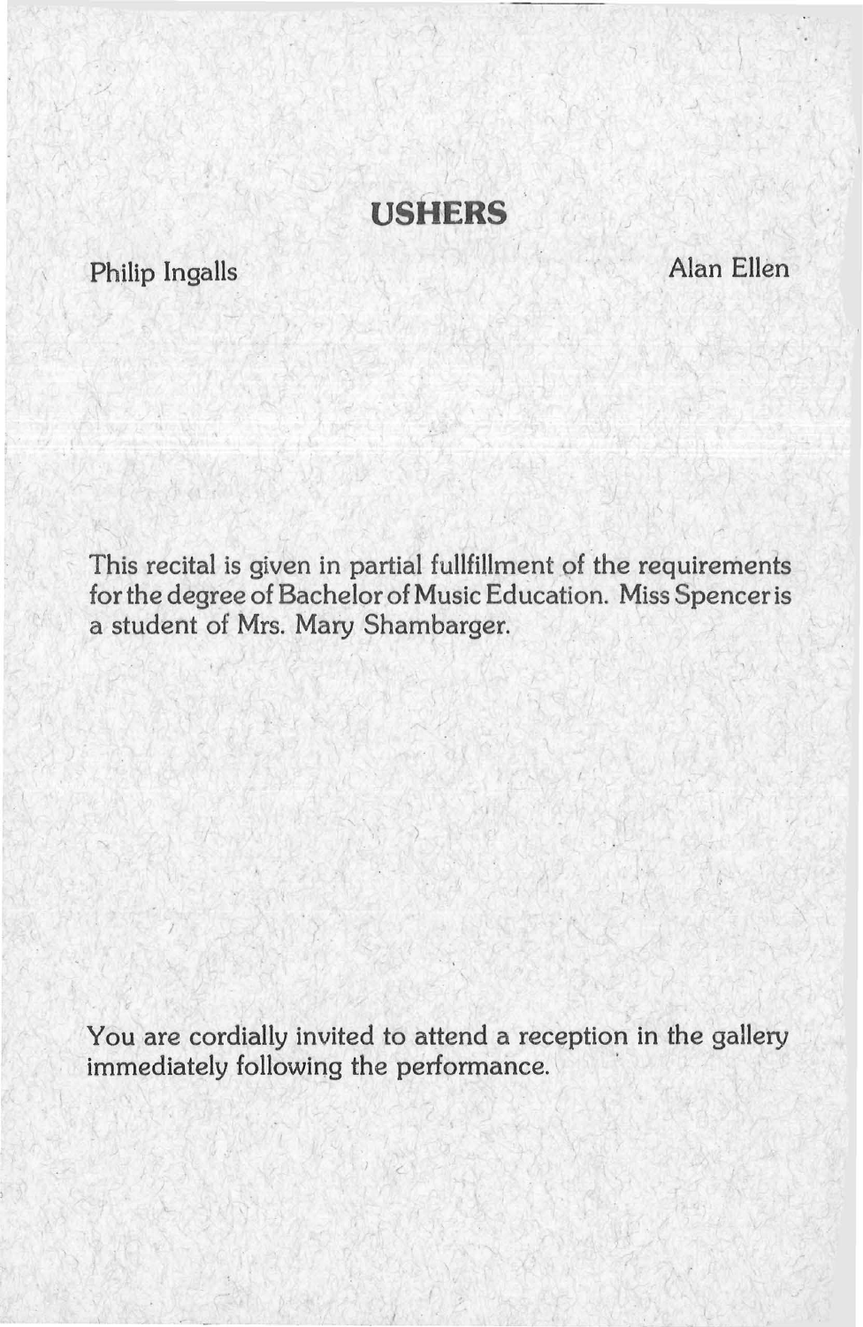## USHERS

Philip Ingalls

Alan Ellen

This recital is given in partial fullfillment of the requirements for the degree of Bachelor of Music Education. Miss Spencer is a student of Mrs. Mary Shambarger.

You are cordially invited to attend a reception in the gallery immediately following the performance.